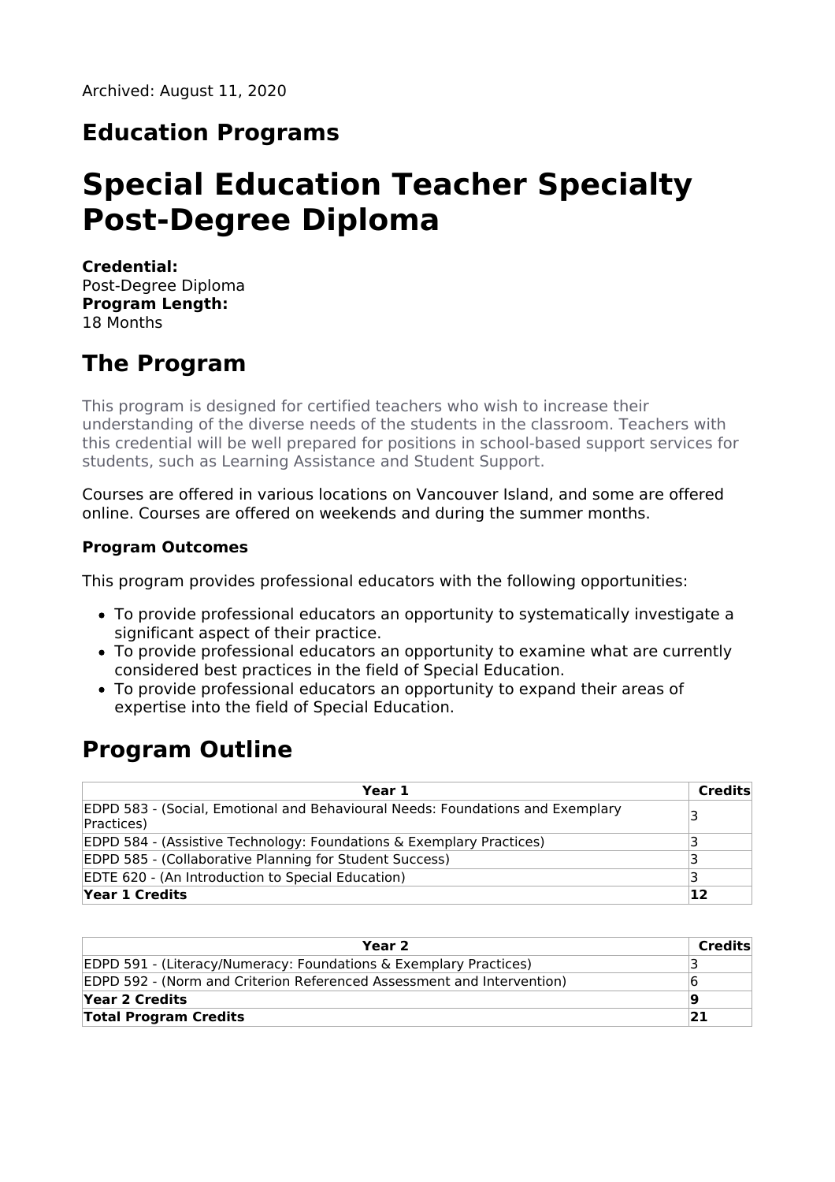Archived: August 11, 2020

## Education Programs

# Special Education Teacher Specialty Post-Degree Diploma

**Credential:**
Post-Degree Diploma
**Program Length:**
18 Months

# The Program

This program is designed for certified teachers who wish to increase their understanding of the diverse needs of the students in the classroom. Teachers with this credential will be well prepared for positions in school-based support services for students, such as Learning Assistance and Student Support.

Courses are offered in various locations on Vancouver Island, and some are offered online. Courses are offered on weekends and during the summer months.

### Program Outcomes

This program provides professional educators with the following opportunities:

- To provide professional educators an opportunity to systematically investigate a significant aspect of their practice.
- To provide professional educators an opportunity to examine what are currently considered best practices in the field of Special Education.
- To provide professional educators an opportunity to expand their areas of expertise into the field of Special Education.

# Program Outline

| Year 1 | Credits |
|---|---|
| EDPD 583 - (Social, Emotional and Behavioural Needs: Foundations and Exemplary Practices) | 3 |
| EDPD 584 - (Assistive Technology: Foundations & Exemplary Practices) | 3 |
| EDPD 585 - (Collaborative Planning for Student Success) | 3 |
| EDTE 620 - (An Introduction to Special Education) | 3 |
| **Year 1 Credits** | **12** |

| Year 2 | Credits |
|---|---|
| EDPD 591 - (Literacy/Numeracy: Foundations & Exemplary Practices) | 3 |
| EDPD 592 - (Norm and Criterion Referenced Assessment and Intervention) | 6 |
| **Year 2 Credits** | **9** |
| **Total Program Credits** | **21** |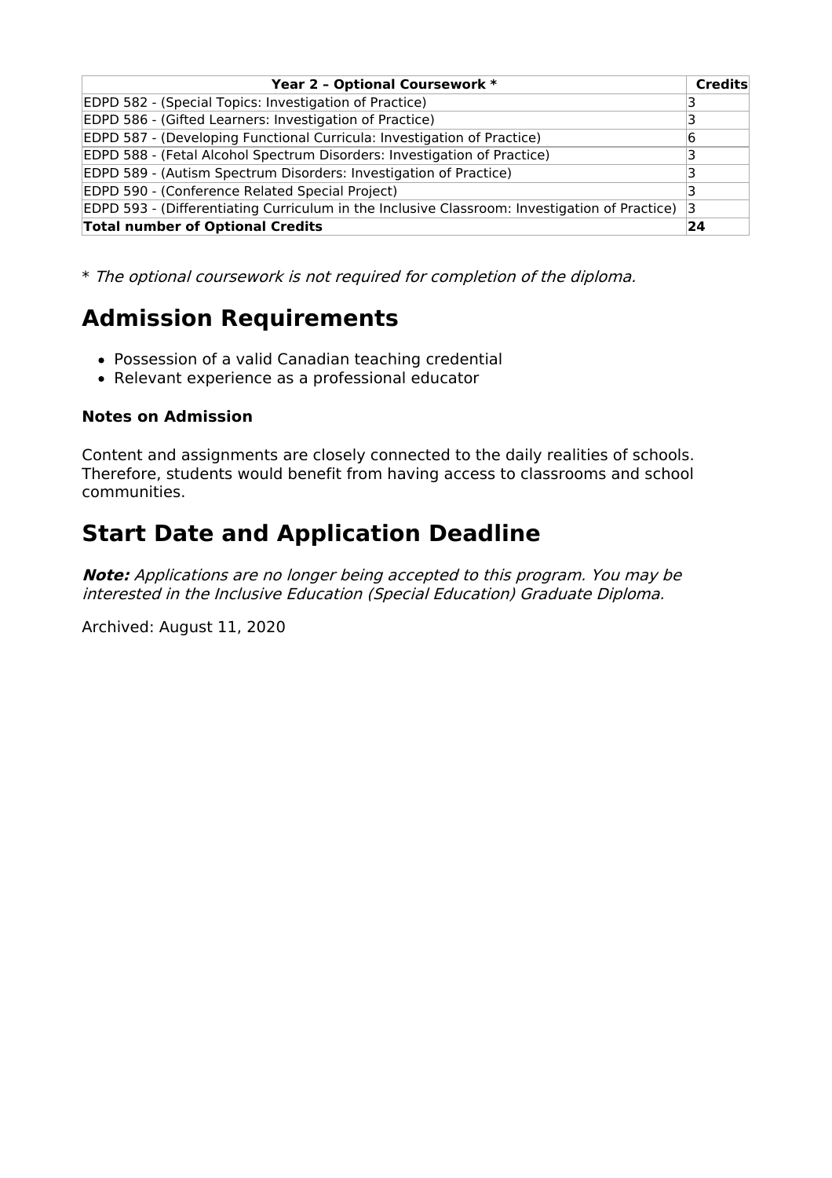| Year 2 – Optional Coursework * | Credits |
|---|---|
| EDPD 582 - (Special Topics: Investigation of Practice) | 3 |
| EDPD 586 - (Gifted Learners: Investigation of Practice) | 3 |
| EDPD 587 - (Developing Functional Curricula: Investigation of Practice) | 6 |
| EDPD 588 - (Fetal Alcohol Spectrum Disorders: Investigation of Practice) | 3 |
| EDPD 589 - (Autism Spectrum Disorders: Investigation of Practice) | 3 |
| EDPD 590 - (Conference Related Special Project) | 3 |
| EDPD 593 - (Differentiating Curriculum in the Inclusive Classroom: Investigation of Practice) | 3 |
| **Total number of Optional Credits** | **24** |

\* *The optional coursework is not required for completion of the diploma.*

## Admission Requirements

- Possession of a valid Canadian teaching credential
- Relevant experience as a professional educator

**Notes on Admission**

Content and assignments are closely connected to the daily realities of schools. Therefore, students would benefit from having access to classrooms and school communities.

## Start Date and Application Deadline

***Note:*** *Applications are no longer being accepted to this program. You may be interested in the Inclusive Education (Special Education) Graduate Diploma.*

Archived: August 11, 2020